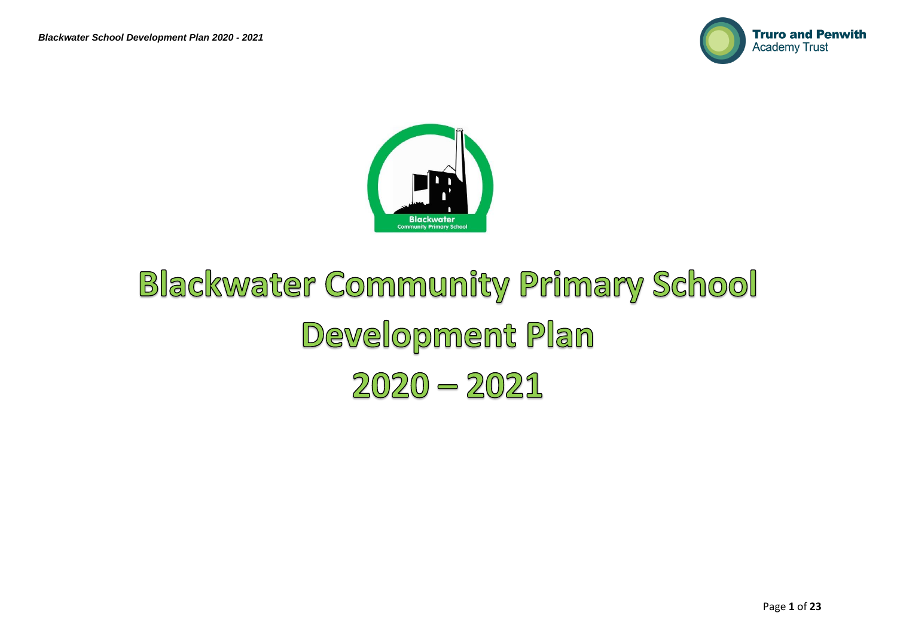Truro and Penwith Academy Trust

Blackwater Community Primary School

# Blackwater Community Primary School Development Plan 2020 – 2021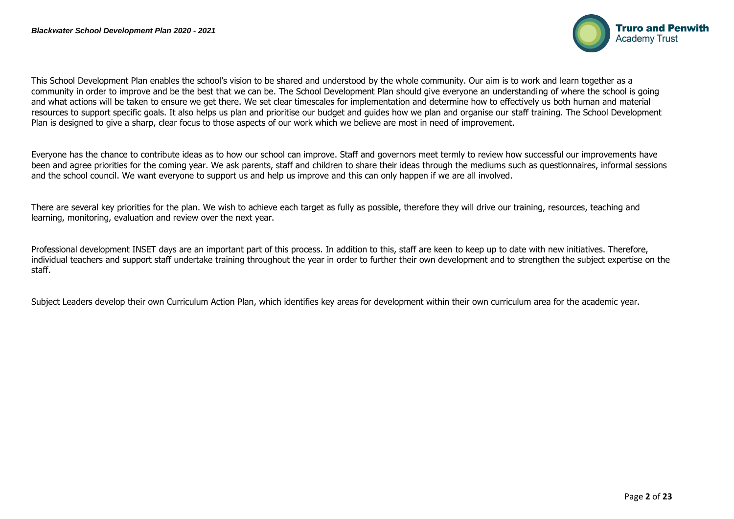This School Development Plan enables the school's vision to be shared and understood by the whole community. Our aim is to work and learn together as a community in order to improve and be the best that we can be. The School Development Plan should give everyone an understanding of where the school is going and what actions will be taken to ensure we get there. We set clear timescales for implementation and determine how to effectively us both human and material resources to support specific goals. It also helps us plan and prioritise our budget and guides how we plan and organise our staff training. The School Development Plan is designed to give a sharp, clear focus to those aspects of our work which we believe are most in need of improvement.

Everyone has the chance to contribute ideas as to how our school can improve. Staff and governors meet termly to review how successful our improvements have been and agree priorities for the coming year. We ask parents, staff and children to share their ideas through the mediums such as questionnaires, informal sessions and the school council. We want everyone to support us and help us improve and this can only happen if we are all involved.

There are several key priorities for the plan. We wish to achieve each target as fully as possible, therefore they will drive our training, resources, teaching and learning, monitoring, evaluation and review over the next year.

Professional development INSET days are an important part of this process. In addition to this, staff are keen to keep up to date with new initiatives. Therefore, individual teachers and support staff undertake training throughout the year in order to further their own development and to strengthen the subject expertise on the staff.

Subject Leaders develop their own Curriculum Action Plan, which identifies key areas for development within their own curriculum area for the academic year.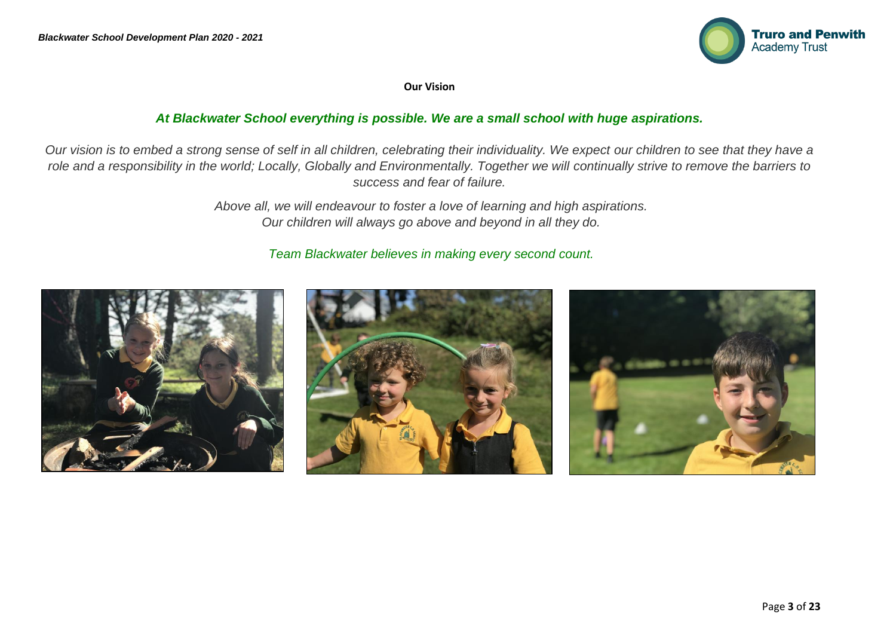**Our Vision**

***At Blackwater School everything is possible. We are a small school with huge aspirations.***

*Our vision is to embed a strong sense of self in all children, celebrating their individuality. We expect our children to see that they have a role and a responsibility in the world; Locally, Globally and Environmentally. Together we will continually strive to remove the barriers to success and fear of failure.*

*Above all, we will endeavour to foster a love of learning and high aspirations.*
*Our children will always go above and beyond in all they do.*

*Team Blackwater believes in making every second count.*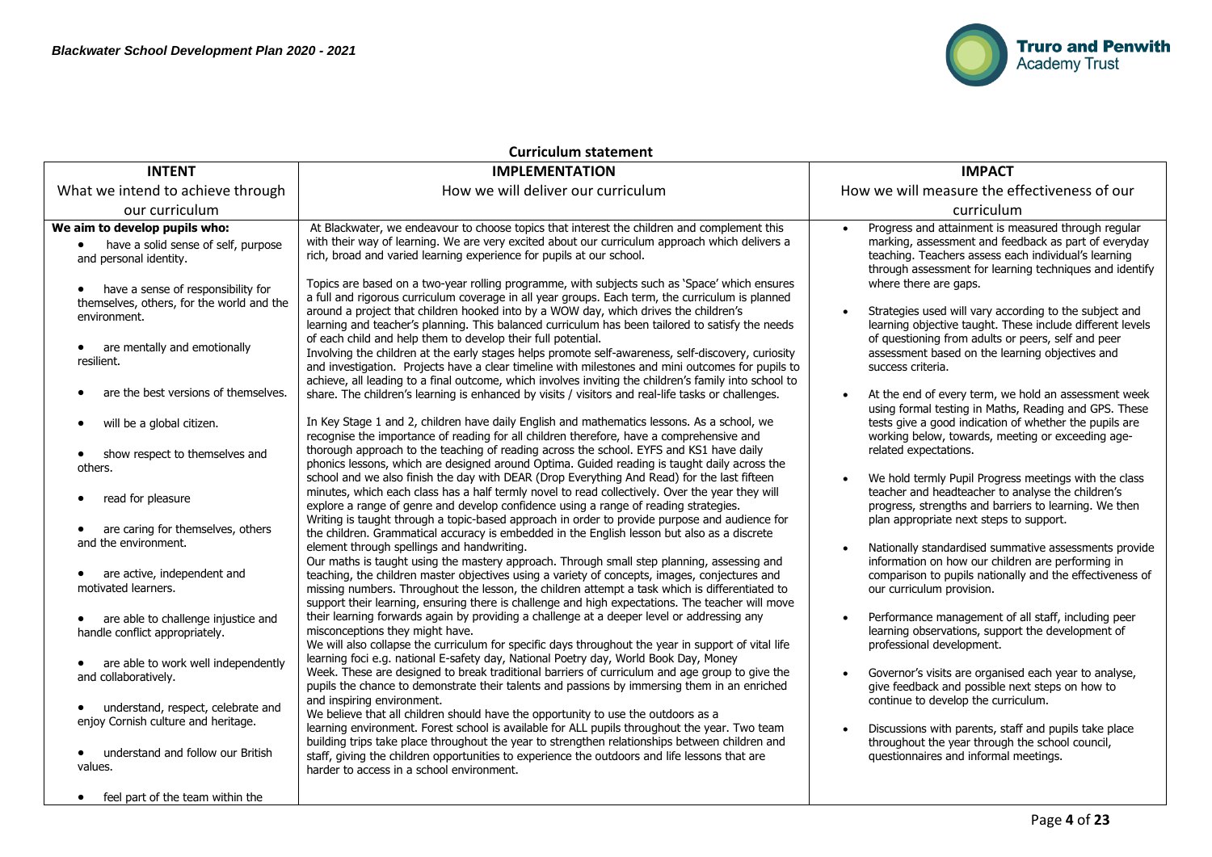## Curriculum statement

| INTENT<br>What we intend to achieve through our curriculum | IMPLEMENTATION<br>How we will deliver our curriculum | IMPACT<br>How we will measure the effectiveness of our curriculum |
|---|---|---|
| **We aim to develop pupils who:**<br>• have a solid sense of self, purpose and personal identity.<br>• have a sense of responsibility for themselves, for others, for the world and the environment.<br>• are mentally and emotionally resilient.<br>• are the best versions of themselves.<br>• will be a global citizen.<br>• show respect to themselves and others.<br>• read for pleasure<br>• are caring for themselves, others and the environment.<br>• are active, independent and motivated learners.<br>• are able to challenge injustice and handle conflict appropriately.<br>• are able to work well independently and collaboratively.<br>• understand, respect, celebrate and enjoy Cornish culture and heritage.<br>• understand and follow our British values.<br>• feel part of the team within the | At Blackwater, we endeavour to choose topics that interest the children and complement this with their way of learning. We are very excited about our curriculum approach which delivers a rich, broad and varied learning experience for pupils at our school.<br><br>Topics are based on a two-year rolling programme, with subjects such as 'Space' which ensures a full and rigorous curriculum coverage in all year groups. Each term, the curriculum is planned around a project that children hooked into by a WOW day, which drives the children's learning and teacher's planning. This balanced curriculum has been tailored to satisfy the needs of each child and help them to develop their full potential.<br>Involving the children at the early stages helps promote self-awareness, self-discovery, curiosity and investigation. Projects have a clear timeline with milestones and mini outcomes for pupils to achieve, all leading to a final outcome, which involves inviting the children's family into school to share. The children's learning is enhanced by visits / visitors and real-life tasks or challenges.<br><br>In Key Stage 1 and 2, children have daily English and mathematics lessons. As a school, we recognise the importance of reading for all children therefore, have a comprehensive and thorough approach to the teaching of reading across the school. EYFS and KS1 have daily phonics lessons, which are designed around Optima. Guided reading is taught daily across the school and we also finish the day with DEAR (Drop Everything And Read) for the last fifteen minutes, which each class has a half termly novel to read collectively. Over the year they will explore a range of genre and develop confidence using a range of reading strategies.<br>Writing is taught through a topic-based approach in order to provide purpose and audience for the children. Grammatical accuracy is embedded in the English lesson but also as a discrete element through spellings and handwriting.<br>Our maths is taught using the mastery approach. Through small step planning, assessing and teaching, the children master objectives using a variety of concepts, images, conjectures and missing numbers. Throughout the lesson, the children attempt a task which is differentiated to support their learning, ensuring there is challenge and high expectations. The teacher will move their learning forwards again by providing a challenge at a deeper level or addressing any misconceptions they might have.<br>We will also collapse the curriculum for specific days throughout the year in support of vital life learning foci e.g. national E-safety day, National Poetry day, World Book Day, Money Week. These are designed to break traditional barriers of curriculum and age group to give the pupils the chance to demonstrate their talents and passions by immersing them in an enriched and inspiring environment.<br>We believe that all children should have the opportunity to use the outdoors as a learning environment. Forest school is available for ALL pupils throughout the year. Two team building trips take place throughout the year to strengthen relationships between children and staff, giving the children opportunities to experience the outdoors and life lessons that are harder to access in a school environment. | • Progress and attainment is measured through regular marking, assessment and feedback as part of everyday teaching. Teachers assess each individual's learning through assessment for learning techniques and identify where there are gaps.<br>• Strategies used will vary according to the subject and learning objective taught. These include different levels of questioning from adults or peers, self and peer assessment based on the learning objectives and success criteria.<br>• At the end of every term, we hold an assessment week using formal testing in Maths, Reading and GPS. These tests give a good indication of whether the pupils are working below, towards, meeting or exceeding age-related expectations.<br>• We hold termly Pupil Progress meetings with the class teacher and headteacher to analyse the children's progress, strengths and barriers to learning. We then plan appropriate next steps to support.<br>• Nationally standardised summative assessments provide information on how our children are performing in comparison to pupils nationally and the effectiveness of our curriculum provision.<br>• Performance management of all staff, including peer learning observations, support the development of professional development.<br>• Governor's visits are organised each year to analyse, give feedback and possible next steps on how to continue to develop the curriculum.<br>• Discussions with parents, staff and pupils take place throughout the year through the school council, questionnaires and informal meetings. |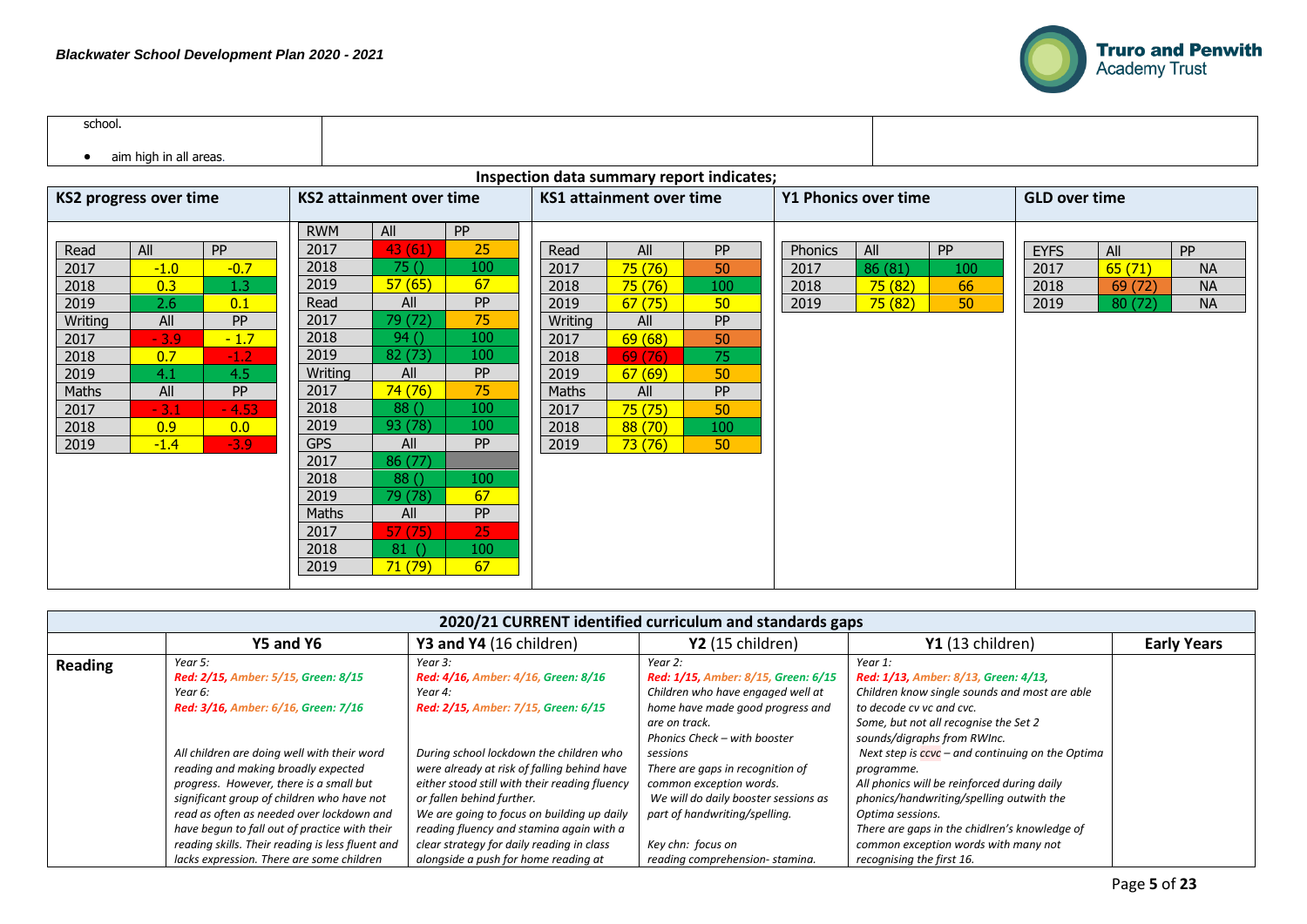| school. | | |
|---|---|---|
| • aim high in all areas. | | |

## Inspection data summary report indicates;

### KS2 progress over time

| Read | All | PP |
|---|---|---|
| 2017 | -1.0 | -0.7 |
| 2018 | 0.3 | 1.3 |
| 2019 | 2.6 | 0.1 |
| Writing | All | PP |
| 2017 | - 3.9 | - 1.7 |
| 2018 | 0.7 | -1.2 |
| 2019 | 4.1 | 4.5 |
| Maths | All | PP |
| 2017 | - 3.1 | - 4.53 |
| 2018 | 0.9 | 0.0 |
| 2019 | -1.4 | -3.9 |

### KS2 attainment over time

| RWM | All | PP |
|---|---|---|
| 2017 | 43 (61) | 25 |
| 2018 | 75 () | 100 |
| 2019 | 57 (65) | 67 |
| Read | All | PP |
| 2017 | 79 (72) | 75 |
| 2018 | 94 () | 100 |
| 2019 | 82 (73) | 100 |
| Writing | All | PP |
| 2017 | 74 (76) | 75 |
| 2018 | 88 () | 100 |
| 2019 | 93 (78) | 100 |
| GPS | All | PP |
| 2017 | 86 (77) | |
| 2018 | 88 () | 100 |
| 2019 | 79 (78) | 67 |
| Maths | All | PP |
| 2017 | 57 (75) | 25 |
| 2018 | 81 () | 100 |
| 2019 | 71 (79) | 67 |

### KS1 attainment over time

| Read | All | PP |
|---|---|---|
| 2017 | 75 (76) | 50 |
| 2018 | 75 (76) | 100 |
| 2019 | 67 (75) | 50 |
| Writing | All | PP |
| 2017 | 69 (68) | 50 |
| 2018 | 69 (76) | 75 |
| 2019 | 67 (69) | 50 |
| Maths | All | PP |
| 2017 | 75 (75) | 50 |
| 2018 | 88 (70) | 100 |
| 2019 | 73 (76) | 50 |

### Y1 Phonics over time

| Phonics | All | PP |
|---|---|---|
| 2017 | 86 (81) | 100 |
| 2018 | 75 (82) | 66 |
| 2019 | 75 (82) | 50 |

### GLD over time

| EYFS | All | PP |
|---|---|---|
| 2017 | 65 (71) | NA |
| 2018 | 69 (72) | NA |
| 2019 | 80 (72) | NA |

## 2020/21 CURRENT identified curriculum and standards gaps

| | Y5 and Y6 | Y3 and Y4 (16 children) | Y2 (15 children) | Y1 (13 children) | Early Years |
|---|---|---|---|---|---|
| **Reading** | *Year 5:* <br> ***Red: 2/15, Amber: 5/15, Green: 8/15*** <br> *Year 6:* <br> ***Red: 3/16, Amber: 6/16, Green: 7/16*** <br><br> *All children are doing well with their word reading and making broadly expected progress. However, there is a small but significant group of children who have not read as often as needed over lockdown and have begun to fall out of practice with their reading skills. Their reading is less fluent and lacks expression. There are some children* | *Year 3:* <br> ***Red: 4/16, Amber: 4/16, Green: 8/16*** <br> *Year 4:* <br> ***Red: 2/15, Amber: 7/15, Green: 6/15*** <br><br> *During school lockdown the children who were already at risk of falling behind have either stood still with their reading fluency or fallen behind further.* <br> *We are going to focus on building up daily reading fluency and stamina again with a clear strategy for daily reading in class alongside a push for home reading at* | *Year 2:* <br> ***Red: 1/15, Amber: 8/15, Green: 6/15*** <br> *Children who have engaged well at home have made good progress and are on track.* <br> *Phonics Check – with booster sessions* <br> *There are gaps in recognition of common exception words.* <br> *We will do daily booster sessions as part of handwriting/spelling.* <br><br> *Key chn: focus on reading comprehension- stamina.* | *Year 1:* <br> ***Red: 1/13, Amber: 8/13, Green: 4/13,*** <br> *Children know single sounds and most are able to decode cv vc and cvc.* <br> *Some, but not all recognise the Set 2 sounds/digraphs from RWInc.* <br> *Next step is ccvc – and continuing on the Optima programme.* <br> *All phonics will be reinforced during daily phonics/handwriting/spelling outwith the Optima sessions.* <br> *There are gaps in the chidlren's knowledge of common exception words with many not recognising the first 16.* | |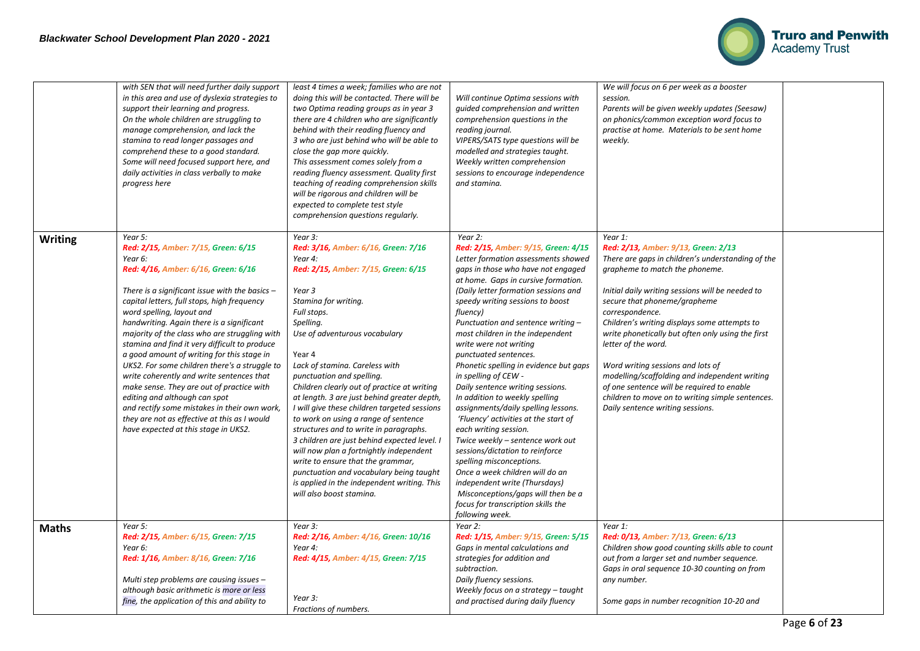| | | | | | |
|---|---|---|---|---|---|
| | *with SEN that will need further daily support in this area and use of dyslexia strategies to support their learning and progress.*<br>*On the whole children are struggling to manage comprehension, and lack the stamina to read longer passages and comprehend these to a good standard. Some will need focused support here, and daily activities in class verbally to make progress here* | *least 4 times a week; families who are not doing this will be contacted. There will be two Optima reading groups as in year 3 there are 4 children who are significantly behind with their reading fluency and 3 who are just behind who will be able to close the gap more quickly.*<br>*This assessment comes solely from a reading fluency assessment. Quality first teaching of reading comprehension skills will be rigorous and children will be expected to complete test style comprehension questions regularly.* | *Will continue Optima sessions with guided comprehension and written comprehension questions in the reading journal.*<br>*VIPERS/SATS type questions will be modelled and strategies taught.*<br>*Weekly written comprehension sessions to encourage independence and stamina.* | *We will focus on 6 per week as a booster session.*<br>*Parents will be given weekly updates (Seesaw) on phonics/common exception word focus to practise at home. Materials to be sent home weekly.* | |
| **Writing** | *Year 5:*<br>***Red: 2/15, Amber: 7/15, Green: 6/15***<br>*Year 6:*<br>***Red: 4/16, Amber: 6/16, Green: 6/16***<br><br>*There is a significant issue with the basics – capital letters, full stops, high frequency word spelling, layout and handwriting. Again there is a significant majority of the class who are struggling with stamina and find it very difficult to produce a good amount of writing for this stage in UKS2. For some children there's a struggle to write coherently and write sentences that make sense. They are out of practice with editing and although can spot and rectify some mistakes in their own work, they are not as effective at this as I would have expected at this stage in UKS2.* | *Year 3:*<br>***Red: 3/16, Amber: 6/16, Green: 7/16***<br>*Year 4:*<br>***Red: 2/15, Amber: 7/15, Green: 6/15***<br><br>*Year 3*<br>*Stamina for writing.*<br>*Full stops.*<br>*Spelling.*<br>*Use of adventurous vocabulary*<br><br>*Year 4*<br>*Lack of stamina. Careless with punctuation and spelling.*<br>*Children clearly out of practice at writing at length. 3 are just behind greater depth, I will give these children targeted sessions to work on using a range of sentence structures and to write in paragraphs.*<br>*3 children are just behind expected level. I will now plan a fortnightly independent write to ensure that the grammar, punctuation and vocabulary being taught is applied in the independent writing. This will also boost stamina.* | *Year 2:*<br>***Red: 2/15, Amber: 9/15, Green: 4/15***<br>*Letter formation assessments showed gaps in those who have not engaged at home. Gaps in cursive formation.*<br>*(Daily letter formation sessions and speedy writing sessions to boost fluency)*<br>*Punctuation and sentence writing – most children in the independent write were not writing punctuated sentences.*<br>*Phonetic spelling in evidence but gaps in spelling of CEW -*<br>*Daily sentence writing sessions.*<br>*In addition to weekly spelling assignments/daily spelling lessons.*<br>*'Fluency' activities at the start of each writing session.*<br>*Twice weekly – sentence work out sessions/dictation to reinforce spelling misconceptions.*<br>*Once a week children will do an independent write (Thursdays)*<br>*Misconceptions/gaps will then be a focus for transcription skills the following week.* | *Year 1:*<br>***Red: 2/13, Amber: 9/13, Green: 2/13***<br>*There are gaps in children's understanding of the grapheme to match the phoneme.*<br><br>*Initial daily writing sessions will be needed to secure that phoneme/grapheme correspondence.*<br>*Children's writing displays some attempts to write phonetically but often only using the first letter of the word.*<br><br>*Word writing sessions and lots of modelling/scaffolding and independent writing of one sentence will be required to enable children to move on to writing simple sentences.*<br>*Daily sentence writing sessions.* | |
| **Maths** | *Year 5:*<br>***Red: 2/15, Amber: 6/15, Green: 7/15***<br>*Year 6:*<br>***Red: 1/16, Amber: 8/16, Green: 7/16***<br><br>*Multi step problems are causing issues – although basic arithmetic is more or less fine, the application of this and ability to* | *Year 3:*<br>***Red: 2/16, Amber: 4/16, Green: 10/16***<br>*Year 4:*<br>***Red: 4/15, Amber: 4/15, Green: 7/15***<br><br>*Year 3:*<br>*Fractions of numbers.* | *Year 2:*<br>***Red: 1/15, Amber: 9/15, Green: 5/15***<br>*Gaps in mental calculations and strategies for addition and subtraction.*<br>*Daily fluency sessions.*<br>*Weekly focus on a strategy – taught and practised during daily fluency* | *Year 1:*<br>***Red: 0/13, Amber: 7/13, Green: 6/13***<br>*Children show good counting skills able to count out from a larger set and number sequence. Gaps in oral sequence 10-30 counting on from any number.*<br><br>*Some gaps in number recognition 10-20 and* | |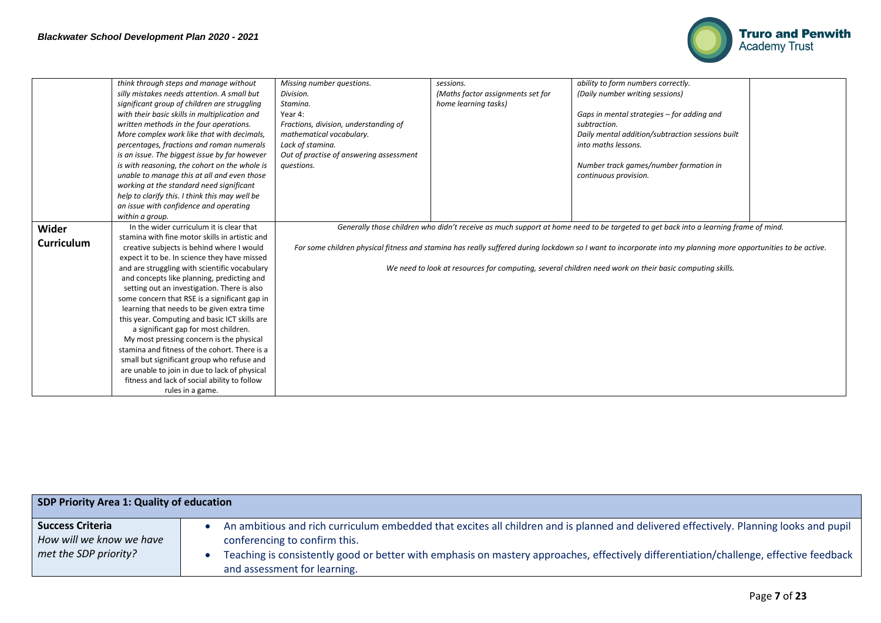| | | | | | |
|---|---|---|---|---|---|
| | *think through steps and manage without silly mistakes needs attention. A small but significant group of children are struggling with their basic skills in multiplication and written methods in the four operations. More complex work like that with decimals, percentages, fractions and roman numerals is an issue. The biggest issue by far however is with reasoning, the cohort on the whole is unable to manage this at all and even those working at the standard need significant help to clarify this. I think this may well be an issue with confidence and operating within a group.* | *Missing number questions.*<br>*Division.*<br>*Stamina.*<br>Year 4:<br>*Fractions, division, understanding of mathematical vocabulary.*<br>*Lack of stamina.*<br>*Out of practise of answering assessment questions.* | *sessions.*<br>*(Maths factor assignments set for home learning tasks)* | *ability to form numbers correctly.*<br>*(Daily number writing sessions)*<br><br>*Gaps in mental strategies – for adding and subtraction.*<br>*Daily mental addition/subtraction sessions built into maths lessons.*<br><br>*Number track games/number formation in continuous provision.* | |
| **Wider Curriculum** | In the wider curriculum it is clear that stamina with fine motor skills in artistic and creative subjects is behind where I would expect it to be. In science they have missed and are struggling with scientific vocabulary and concepts like planning, predicting and setting out an investigation. There is also some concern that RSE is a significant gap in learning that needs to be given extra time this year. Computing and basic ICT skills are a significant gap for most children.<br>My most pressing concern is the physical stamina and fitness of the cohort. There is a small but significant group who refuse and are unable to join in due to lack of physical fitness and lack of social ability to follow rules in a game. | *Generally those children who didn't receive as much support at home need to be targeted to get back into a learning frame of mind.*<br><br>*For some children physical fitness and stamina has really suffered during lockdown so I want to incorporate into my planning more opportunities to be active.*<br><br>*We need to look at resources for computing, several children need work on their basic computing skills.* | | | |

| **SDP Priority Area 1: Quality of education** | |
|---|---|
| **Success Criteria**<br>*How will we know we have met the SDP priority?* | • An ambitious and rich curriculum embedded that excites all children and is planned and delivered effectively. Planning looks and pupil conferencing to confirm this.<br>• Teaching is consistently good or better with emphasis on mastery approaches, effectively differentiation/challenge, effective feedback and assessment for learning. |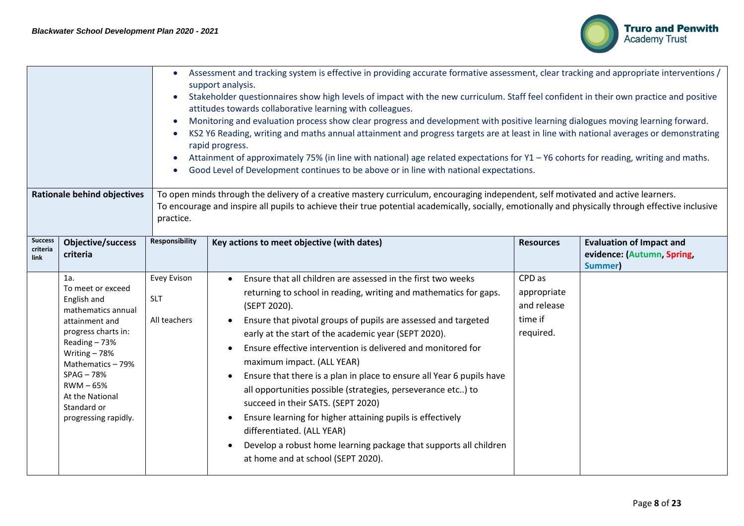| | | | | | |
|---|---|---|---|---|---|
| | | • Assessment and tracking system is effective in providing accurate formative assessment, clear tracking and appropriate interventions / support analysis.<br>• Stakeholder questionnaires show high levels of impact with the new curriculum. Staff feel confident in their own practice and positive attitudes towards collaborative learning with colleagues.<br>• Monitoring and evaluation process show clear progress and development with positive learning dialogues moving learning forward.<br>• KS2 Y6 Reading, writing and maths annual attainment and progress targets are at least in line with national averages or demonstrating rapid progress.<br>• Attainment of approximately 75% (in line with national) age related expectations for Y1 – Y6 cohorts for reading, writing and maths.<br>• Good Level of Development continues to be above or in line with national expectations. | | | |
| **Rationale behind objectives** | | To open minds through the delivery of a creative mastery curriculum, encouraging independent, self motivated and active learners.<br>To encourage and inspire all pupils to achieve their true potential academically, socially, emotionally and physically through effective inclusive practice. | | | |
| **Success criteria link** | **Objective/success criteria** | **Responsibility** | **Key actions to meet objective (with dates)** | **Resources** | **Evaluation of Impact and evidence: (Autumn, Spring, Summer)** |
| | 1a.<br>To meet or exceed English and mathematics annual attainment and progress charts in:<br>Reading – 73%<br>Writing – 78%<br>Mathematics – 79%<br>SPAG – 78%<br>RWM – 65%<br>At the National Standard or progressing rapidly. | Evey Evison<br>SLT<br>All teachers | • Ensure that all children are assessed in the first two weeks returning to school in reading, writing and mathematics for gaps. (SEPT 2020).<br>• Ensure that pivotal groups of pupils are assessed and targeted early at the start of the academic year (SEPT 2020).<br>• Ensure effective intervention is delivered and monitored for maximum impact. (ALL YEAR)<br>• Ensure that there is a plan in place to ensure all Year 6 pupils have all opportunities possible (strategies, perseverance etc..) to succeed in their SATS. (SEPT 2020)<br>• Ensure learning for higher attaining pupils is effectively differentiated. (ALL YEAR)<br>• Develop a robust home learning package that supports all children at home and at school (SEPT 2020). | CPD as appropriate and release time if required. | |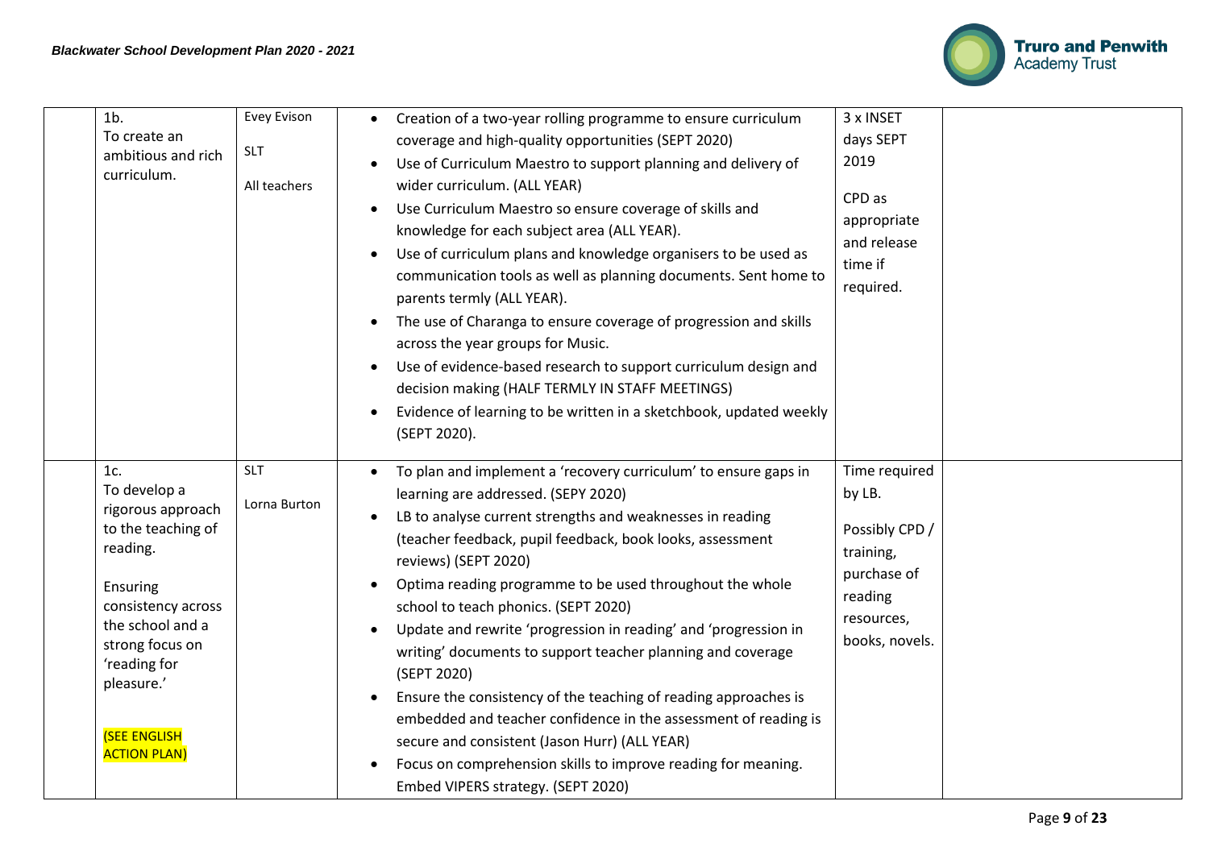| | | | | | |
|---|---|---|---|---|---|
| | 1b.<br>To create an ambitious and rich curriculum. | Evey Evison<br><br>SLT<br><br>All teachers | • Creation of a two-year rolling programme to ensure curriculum coverage and high-quality opportunities (SEPT 2020)<br>• Use of Curriculum Maestro to support planning and delivery of wider curriculum. (ALL YEAR)<br>• Use Curriculum Maestro so ensure coverage of skills and knowledge for each subject area (ALL YEAR).<br>• Use of curriculum plans and knowledge organisers to be used as communication tools as well as planning documents. Sent home to parents termly (ALL YEAR).<br>• The use of Charanga to ensure coverage of progression and skills across the year groups for Music.<br>• Use of evidence-based research to support curriculum design and decision making (HALF TERMLY IN STAFF MEETINGS)<br>• Evidence of learning to be written in a sketchbook, updated weekly (SEPT 2020). | 3 x INSET days SEPT 2019<br><br>CPD as appropriate and release time if required. | |
| | 1c.<br>To develop a rigorous approach to the teaching of reading.<br><br>Ensuring consistency across the school and a strong focus on 'reading for pleasure.'<br><br>(SEE ENGLISH ACTION PLAN) | SLT<br><br>Lorna Burton | • To plan and implement a 'recovery curriculum' to ensure gaps in learning are addressed. (SEPY 2020)<br>• LB to analyse current strengths and weaknesses in reading (teacher feedback, pupil feedback, book looks, assessment reviews) (SEPT 2020)<br>• Optima reading programme to be used throughout the whole school to teach phonics. (SEPT 2020)<br>• Update and rewrite 'progression in reading' and 'progression in writing' documents to support teacher planning and coverage (SEPT 2020)<br>• Ensure the consistency of the teaching of reading approaches is embedded and teacher confidence in the assessment of reading is secure and consistent (Jason Hurr) (ALL YEAR)<br>• Focus on comprehension skills to improve reading for meaning. Embed VIPERS strategy. (SEPT 2020) | Time required by LB.<br><br>Possibly CPD / training, purchase of reading resources, books, novels. | |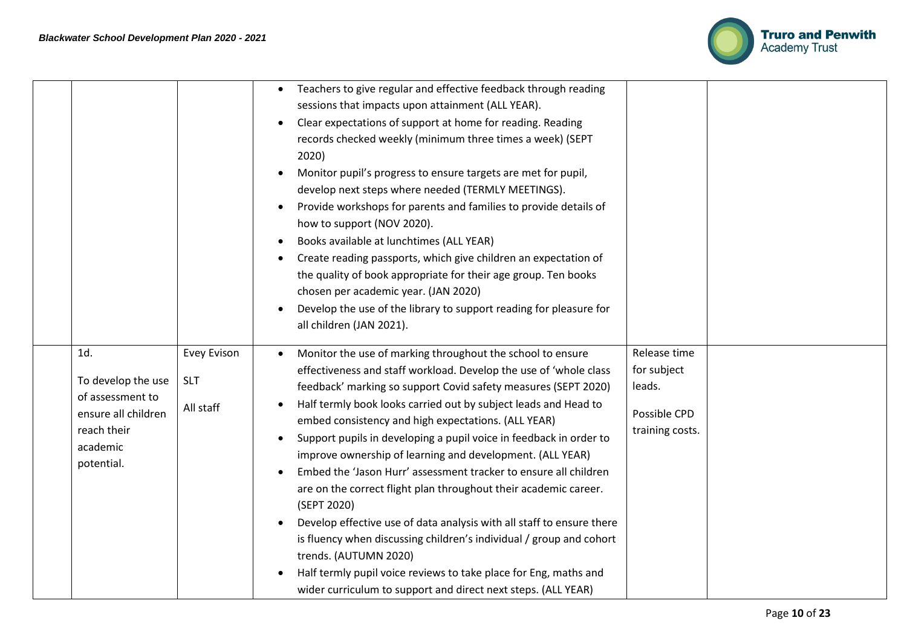| | | | | | |
|---|---|---|---|---|---|
| | | | • Teachers to give regular and effective feedback through reading sessions that impacts upon attainment (ALL YEAR).<br>• Clear expectations of support at home for reading. Reading records checked weekly (minimum three times a week) (SEPT 2020)<br>• Monitor pupil's progress to ensure targets are met for pupil, develop next steps where needed (TERMLY MEETINGS).<br>• Provide workshops for parents and families to provide details of how to support (NOV 2020).<br>• Books available at lunchtimes (ALL YEAR)<br>• Create reading passports, which give children an expectation of the quality of book appropriate for their age group. Ten books chosen per academic year. (JAN 2020)<br>• Develop the use of the library to support reading for pleasure for all children (JAN 2021). | | |
| | 1d.<br><br>To develop the use of assessment to ensure all children reach their academic potential. | Evey Evison<br><br>SLT<br><br>All staff | • Monitor the use of marking throughout the school to ensure effectiveness and staff workload. Develop the use of 'whole class feedback' marking so support Covid safety measures (SEPT 2020)<br>• Half termly book looks carried out by subject leads and Head to embed consistency and high expectations. (ALL YEAR)<br>• Support pupils in developing a pupil voice in feedback in order to improve ownership of learning and development. (ALL YEAR)<br>• Embed the 'Jason Hurr' assessment tracker to ensure all children are on the correct flight plan throughout their academic career. (SEPT 2020)<br>• Develop effective use of data analysis with all staff to ensure there is fluency when discussing children's individual / group and cohort trends. (AUTUMN 2020)<br>• Half termly pupil voice reviews to take place for Eng, maths and wider curriculum to support and direct next steps. (ALL YEAR) | Release time for subject leads.<br><br>Possible CPD training costs. | |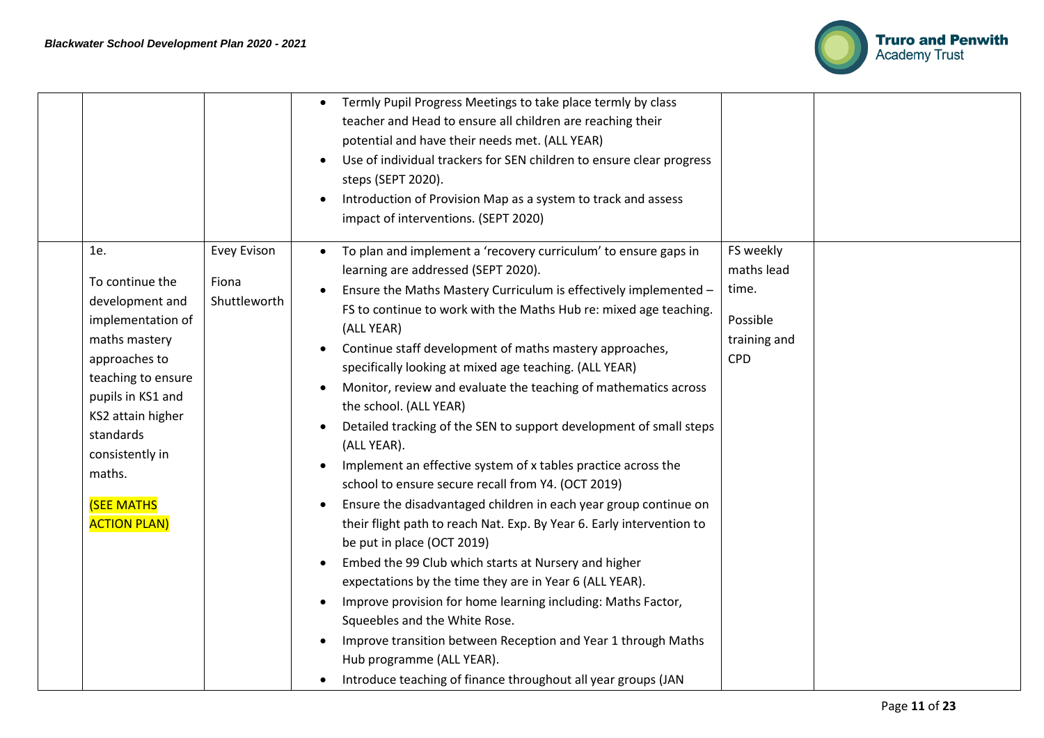|  |  |  |  |  |  |
|---|---|---|---|---|---|
|  |  |  | • Termly Pupil Progress Meetings to take place termly by class teacher and Head to ensure all children are reaching their potential and have their needs met. (ALL YEAR)<br>• Use of individual trackers for SEN children to ensure clear progress steps (SEPT 2020).<br>• Introduction of Provision Map as a system to track and assess impact of interventions. (SEPT 2020) |  |  |
|  | 1e.<br><br>To continue the development and implementation of maths mastery approaches to teaching to ensure pupils in KS1 and KS2 attain higher standards consistently in maths.<br><br>(SEE MATHS ACTION PLAN) | Evey Evison<br><br>Fiona Shuttleworth | • To plan and implement a 'recovery curriculum' to ensure gaps in learning are addressed (SEPT 2020).<br>• Ensure the Maths Mastery Curriculum is effectively implemented – FS to continue to work with the Maths Hub re: mixed age teaching. (ALL YEAR)<br>• Continue staff development of maths mastery approaches, specifically looking at mixed age teaching. (ALL YEAR)<br>• Monitor, review and evaluate the teaching of mathematics across the school. (ALL YEAR)<br>• Detailed tracking of the SEN to support development of small steps (ALL YEAR).<br>• Implement an effective system of x tables practice across the school to ensure secure recall from Y4. (OCT 2019)<br>• Ensure the disadvantaged children in each year group continue on their flight path to reach Nat. Exp. By Year 6. Early intervention to be put in place (OCT 2019)<br>• Embed the 99 Club which starts at Nursery and higher expectations by the time they are in Year 6 (ALL YEAR).<br>• Improve provision for home learning including: Maths Factor, Squeebles and the White Rose.<br>• Improve transition between Reception and Year 1 through Maths Hub programme (ALL YEAR).<br>• Introduce teaching of finance throughout all year groups (JAN | FS weekly maths lead time.<br><br>Possible training and CPD |  |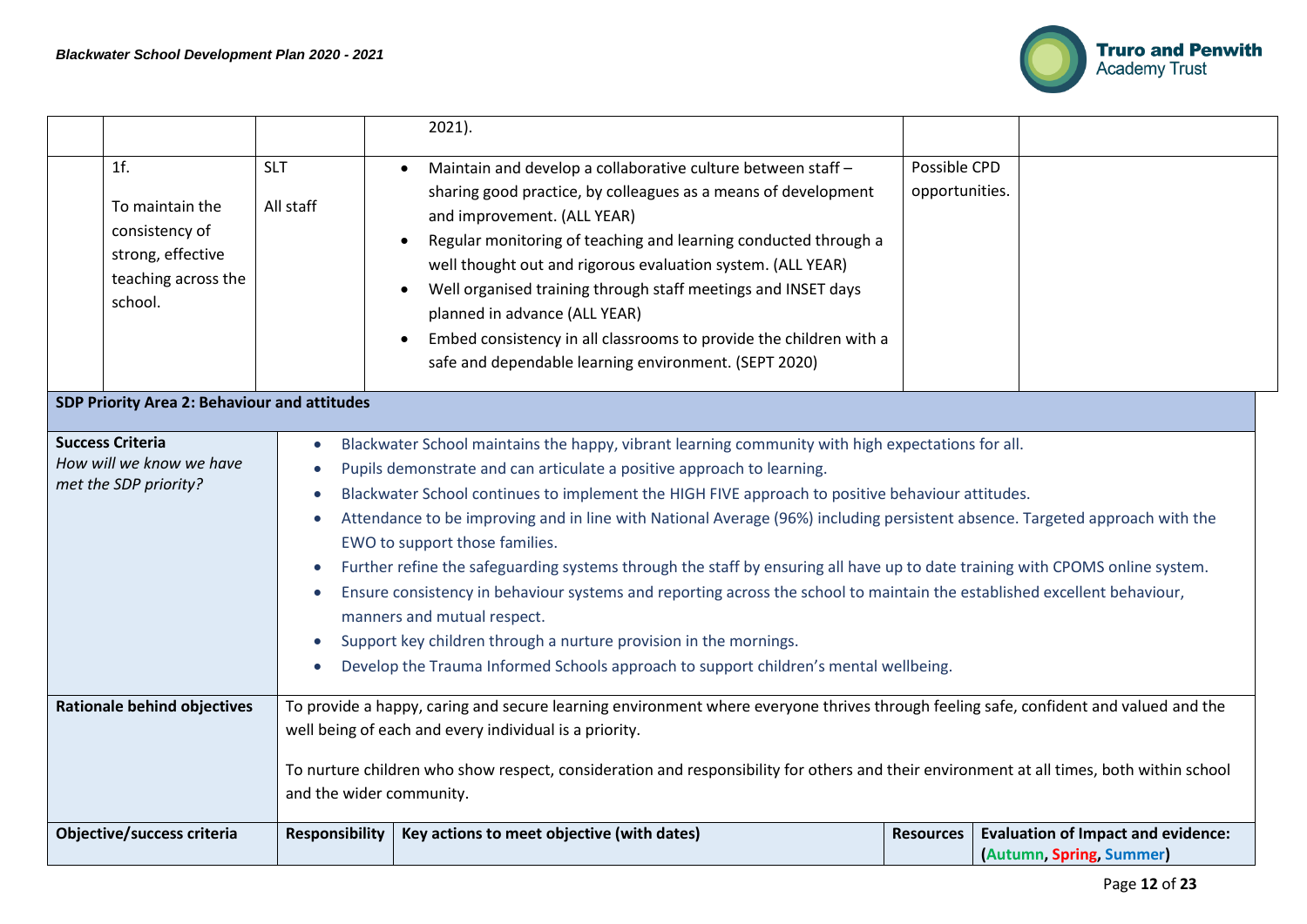| | | | | | |
|---|---|---|---|---|---|
| | | | 2021). | | |
| | 1f.<br><br>To maintain the consistency of strong, effective teaching across the school. | SLT<br><br>All staff | • Maintain and develop a collaborative culture between staff – sharing good practice, by colleagues as a means of development and improvement. (ALL YEAR)<br>• Regular monitoring of teaching and learning conducted through a well thought out and rigorous evaluation system. (ALL YEAR)<br>• Well organised training through staff meetings and INSET days planned in advance (ALL YEAR)<br>• Embed consistency in all classrooms to provide the children with a safe and dependable learning environment. (SEPT 2020) | Possible CPD opportunities. | |

**SDP Priority Area 2: Behaviour and attitudes**

| | | | | |
|---|---|---|---|---|
| **Success Criteria**<br>*How will we know we have met the SDP priority?* | • Blackwater School maintains the happy, vibrant learning community with high expectations for all.<br>• Pupils demonstrate and can articulate a positive approach to learning.<br>• Blackwater School continues to implement the HIGH FIVE approach to positive behaviour attitudes.<br>• Attendance to be improving and in line with National Average (96%) including persistent absence. Targeted approach with the EWO to support those families.<br>• Further refine the safeguarding systems through the staff by ensuring all have up to date training with CPOMS online system.<br>• Ensure consistency in behaviour systems and reporting across the school to maintain the established excellent behaviour, manners and mutual respect.<br>• Support key children through a nurture provision in the mornings.<br>• Develop the Trauma Informed Schools approach to support children's mental wellbeing. | | | |
| **Rationale behind objectives** | To provide a happy, caring and secure learning environment where everyone thrives through feeling safe, confident and valued and the well being of each and every individual is a priority.<br><br>To nurture children who show respect, consideration and responsibility for others and their environment at all times, both within school and the wider community. | | | |
| **Objective/success criteria** | **Responsibility** | **Key actions to meet objective (with dates)** | **Resources** | **Evaluation of Impact and evidence: (Autumn, Spring, Summer)** |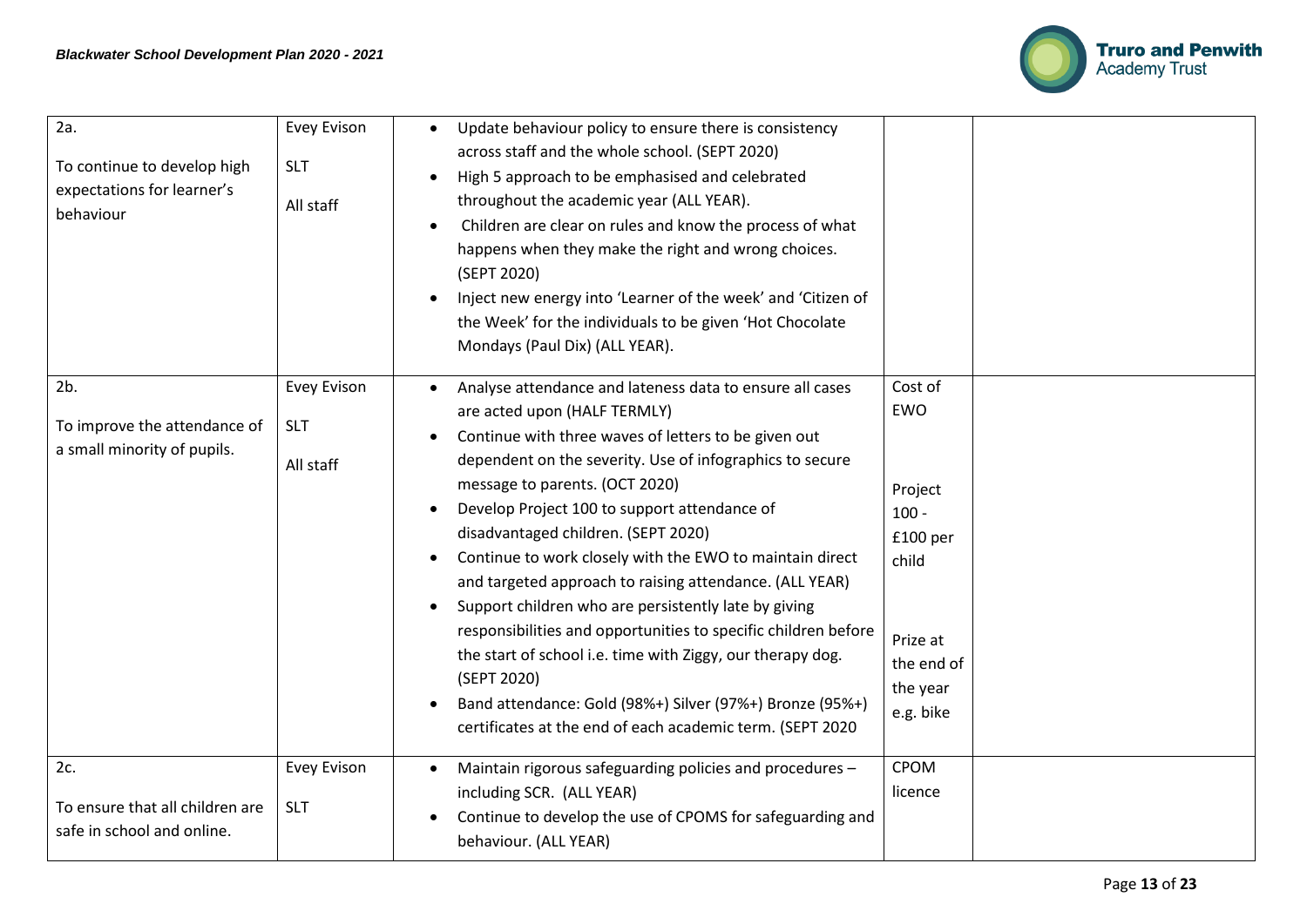| | | | | |
|---|---|---|---|---|
| 2a.<br><br>To continue to develop high expectations for learner's behaviour | Evey Evison<br><br>SLT<br><br>All staff | • Update behaviour policy to ensure there is consistency across staff and the whole school. (SEPT 2020)<br>• High 5 approach to be emphasised and celebrated throughout the academic year (ALL YEAR).<br>• Children are clear on rules and know the process of what happens when they make the right and wrong choices. (SEPT 2020)<br>• Inject new energy into 'Learner of the week' and 'Citizen of the Week' for the individuals to be given 'Hot Chocolate Mondays (Paul Dix) (ALL YEAR). | | |
| 2b.<br><br>To improve the attendance of a small minority of pupils. | Evey Evison<br><br>SLT<br><br>All staff | • Analyse attendance and lateness data to ensure all cases are acted upon (HALF TERMLY)<br>• Continue with three waves of letters to be given out dependent on the severity. Use of infographics to secure message to parents. (OCT 2020)<br>• Develop Project 100 to support attendance of disadvantaged children. (SEPT 2020)<br>• Continue to work closely with the EWO to maintain direct and targeted approach to raising attendance. (ALL YEAR)<br>• Support children who are persistently late by giving responsibilities and opportunities to specific children before the start of school i.e. time with Ziggy, our therapy dog. (SEPT 2020)<br>• Band attendance: Gold (98%+) Silver (97%+) Bronze (95%+) certificates at the end of each academic term. (SEPT 2020 | Cost of EWO<br><br>Project 100 - £100 per child<br><br>Prize at the end of the year e.g. bike | |
| 2c.<br><br>To ensure that all children are safe in school and online. | Evey Evison<br><br>SLT | • Maintain rigorous safeguarding policies and procedures – including SCR. (ALL YEAR)<br>• Continue to develop the use of CPOMS for safeguarding and behaviour. (ALL YEAR) | CPOM licence | |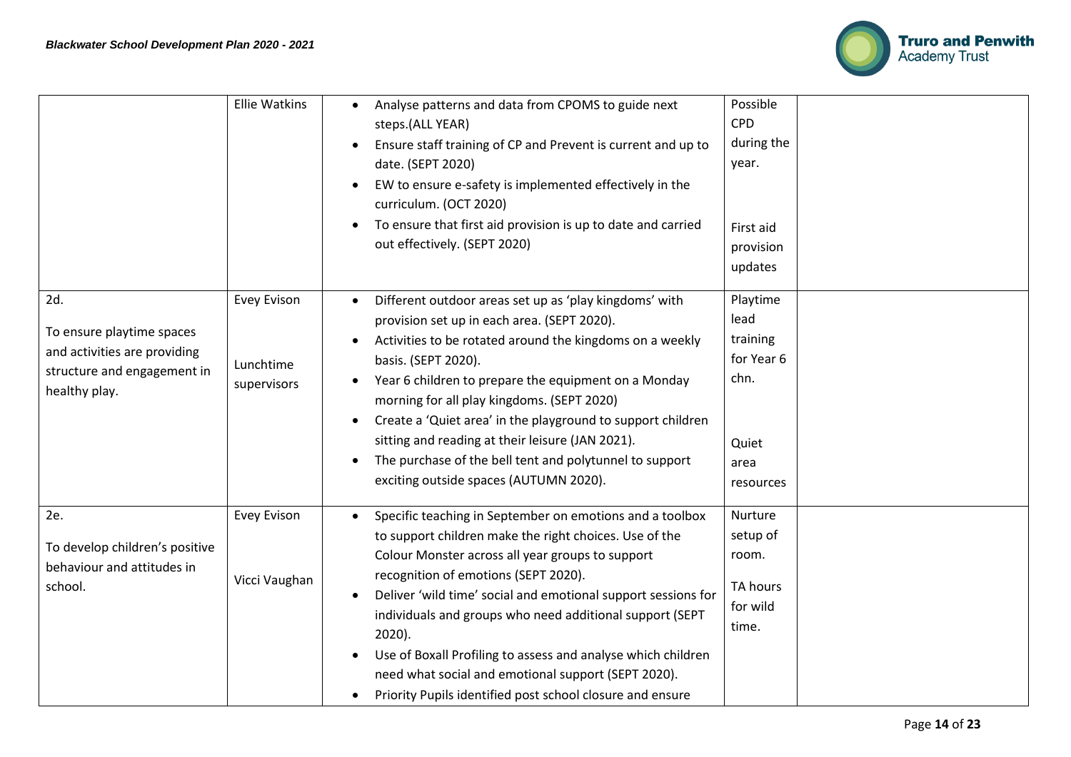| | | | | |
|---|---|---|---|---|
| | Ellie Watkins | • Analyse patterns and data from CPOMS to guide next steps.(ALL YEAR)<br>• Ensure staff training of CP and Prevent is current and up to date. (SEPT 2020)<br>• EW to ensure e-safety is implemented effectively in the curriculum. (OCT 2020)<br>• To ensure that first aid provision is up to date and carried out effectively. (SEPT 2020) | Possible CPD during the year.<br><br>First aid provision updates | |
| 2d.<br>To ensure playtime spaces and activities are providing structure and engagement in healthy play. | Evey Evison<br><br>Lunchtime supervisors | • Different outdoor areas set up as 'play kingdoms' with provision set up in each area. (SEPT 2020).<br>• Activities to be rotated around the kingdoms on a weekly basis. (SEPT 2020).<br>• Year 6 children to prepare the equipment on a Monday morning for all play kingdoms. (SEPT 2020)<br>• Create a 'Quiet area' in the playground to support children sitting and reading at their leisure (JAN 2021).<br>• The purchase of the bell tent and polytunnel to support exciting outside spaces (AUTUMN 2020). | Playtime lead training for Year 6 chn.<br><br>Quiet area resources | |
| 2e.<br>To develop children's positive behaviour and attitudes in school. | Evey Evison<br><br>Vicci Vaughan | • Specific teaching in September on emotions and a toolbox to support children make the right choices. Use of the Colour Monster across all year groups to support recognition of emotions (SEPT 2020).<br>• Deliver 'wild time' social and emotional support sessions for individuals and groups who need additional support (SEPT 2020).<br>• Use of Boxall Profiling to assess and analyse which children need what social and emotional support (SEPT 2020).<br>• Priority Pupils identified post school closure and ensure | Nurture setup of room.<br><br>TA hours for wild time. | |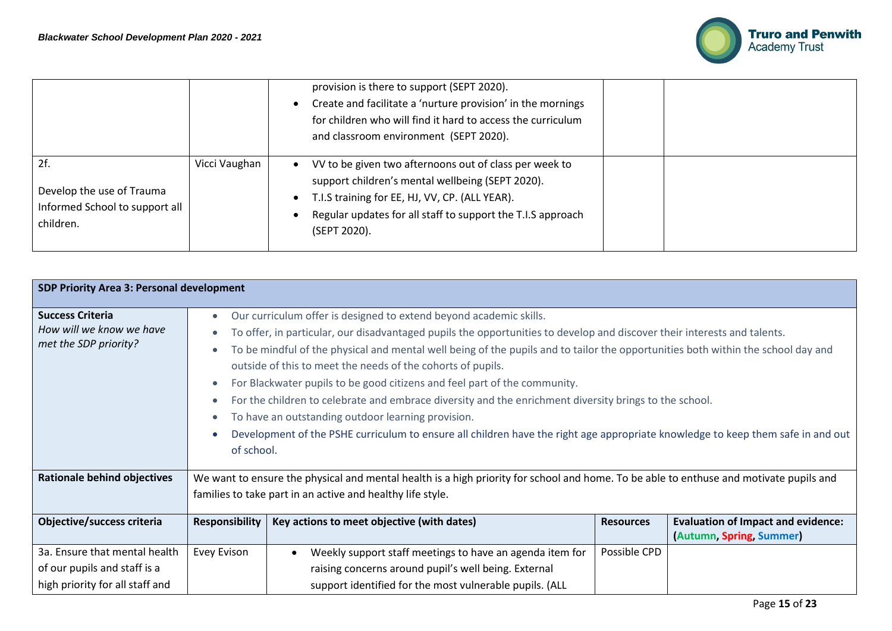| | | | | |
|---|---|---|---|---|
| | | • provision is there to support (SEPT 2020).<br>• Create and facilitate a 'nurture provision' in the mornings for children who will find it hard to access the curriculum and classroom environment (SEPT 2020). | | |
| 2f.<br><br>Develop the use of Trauma Informed School to support all children. | Vicci Vaughan | • VV to be given two afternoons out of class per week to support children's mental wellbeing (SEPT 2020).<br>• T.I.S training for EE, HJ, VV, CP. (ALL YEAR).<br>• Regular updates for all staff to support the T.I.S approach (SEPT 2020). | | |

| **SDP Priority Area 3: Personal development** | | | | |
|---|---|---|---|---|
| **Success Criteria**<br>*How will we know we have met the SDP priority?* | • Our curriculum offer is designed to extend beyond academic skills.<br>• To offer, in particular, our disadvantaged pupils the opportunities to develop and discover their interests and talents.<br>• To be mindful of the physical and mental well being of the pupils and to tailor the opportunities both within the school day and outside of this to meet the needs of the cohorts of pupils.<br>• For Blackwater pupils to be good citizens and feel part of the community.<br>• For the children to celebrate and embrace diversity and the enrichment diversity brings to the school.<br>• To have an outstanding outdoor learning provision.<br>• Development of the PSHE curriculum to ensure all children have the right age appropriate knowledge to keep them safe in and out of school. | | | |
| **Rationale behind objectives** | We want to ensure the physical and mental health is a high priority for school and home. To be able to enthuse and motivate pupils and families to take part in an active and healthy life style. | | | |
| **Objective/success criteria** | **Responsibility** | **Key actions to meet objective (with dates)** | **Resources** | **Evaluation of Impact and evidence: (Autumn, Spring, Summer)** |
| 3a. Ensure that mental health of our pupils and staff is a high priority for all staff and | Evey Evison | • Weekly support staff meetings to have an agenda item for raising concerns around pupil's well being. External support identified for the most vulnerable pupils. (ALL | Possible CPD | |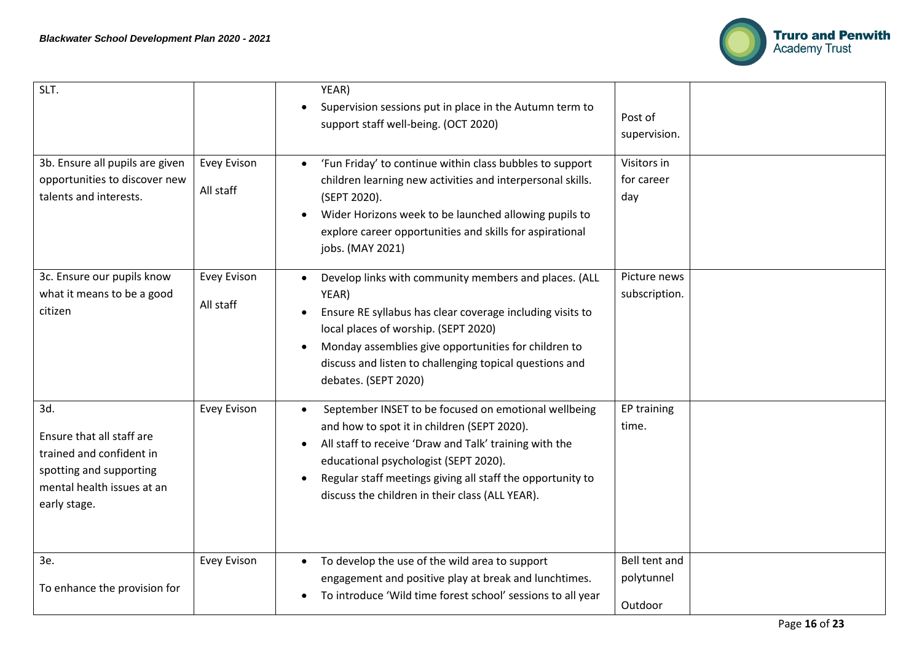| | | | | |
|---|---|---|---|---|
| SLT. | | YEAR)<br>• Supervision sessions put in place in the Autumn term to support staff well-being. (OCT 2020) | Post of supervision. | |
| 3b. Ensure all pupils are given opportunities to discover new talents and interests. | Evey Evison<br><br>All staff | • 'Fun Friday' to continue within class bubbles to support children learning new activities and interpersonal skills. (SEPT 2020).<br>• Wider Horizons week to be launched allowing pupils to explore career opportunities and skills for aspirational jobs. (MAY 2021) | Visitors in for career day | |
| 3c. Ensure our pupils know what it means to be a good citizen | Evey Evison<br><br>All staff | • Develop links with community members and places. (ALL YEAR)<br>• Ensure RE syllabus has clear coverage including visits to local places of worship. (SEPT 2020)<br>• Monday assemblies give opportunities for children to discuss and listen to challenging topical questions and debates. (SEPT 2020) | Picture news subscription. | |
| 3d.<br><br>Ensure that all staff are trained and confident in spotting and supporting mental health issues at an early stage. | Evey Evison | • September INSET to be focused on emotional wellbeing and how to spot it in children (SEPT 2020).<br>• All staff to receive 'Draw and Talk' training with the educational psychologist (SEPT 2020).<br>• Regular staff meetings giving all staff the opportunity to discuss the children in their class (ALL YEAR). | EP training time. | |
| 3e.<br><br>To enhance the provision for | Evey Evison | • To develop the use of the wild area to support engagement and positive play at break and lunchtimes.<br>• To introduce 'Wild time forest school' sessions to all year | Bell tent and polytunnel<br><br>Outdoor | |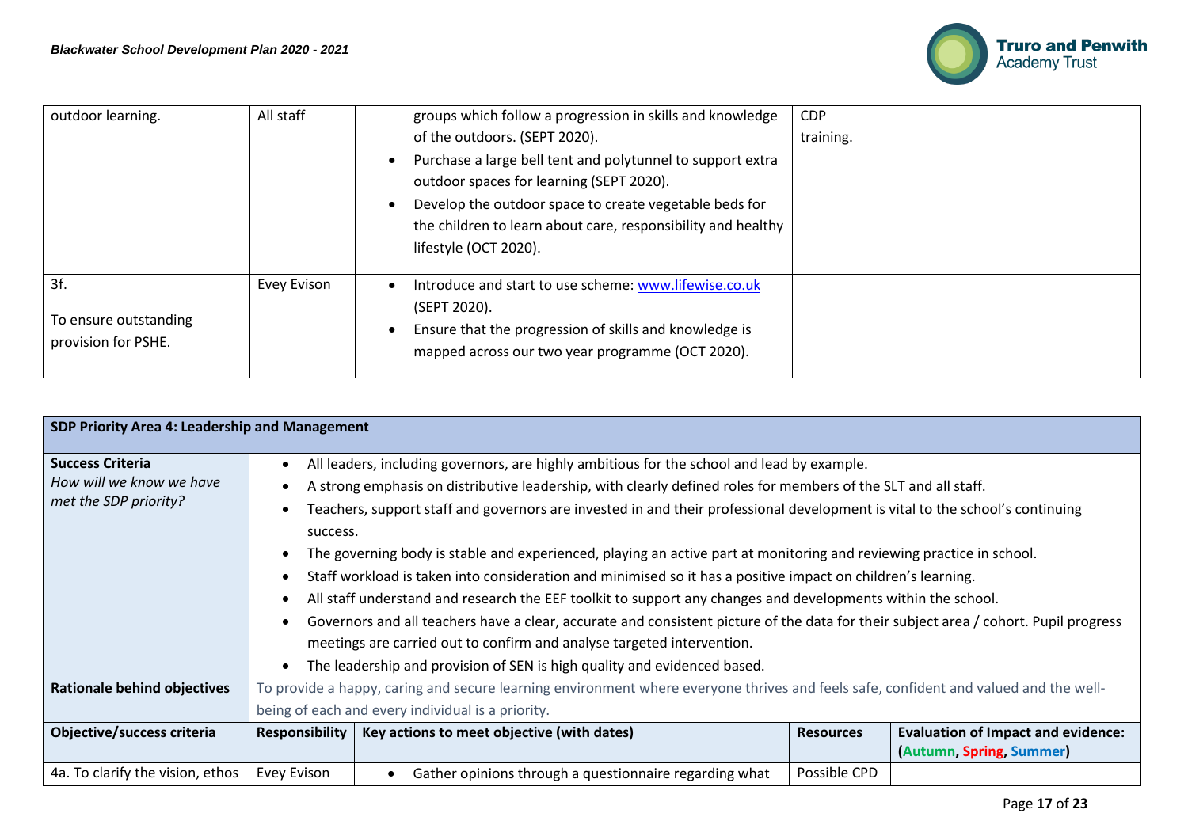| | | | | |
|---|---|---|---|---|
| outdoor learning. | All staff | groups which follow a progression in skills and knowledge of the outdoors. (SEPT 2020).<br>• Purchase a large bell tent and polytunnel to support extra outdoor spaces for learning (SEPT 2020).<br>• Develop the outdoor space to create vegetable beds for the children to learn about care, responsibility and healthy lifestyle (OCT 2020). | CDP training. | |
| 3f.<br>To ensure outstanding provision for PSHE. | Evey Evison | • Introduce and start to use scheme: [www.lifewise.co.uk](http://www.lifewise.co.uk) (SEPT 2020).<br>• Ensure that the progression of skills and knowledge is mapped across our two year programme (OCT 2020). | | |

| **SDP Priority Area 4: Leadership and Management** | | | | |
|---|---|---|---|---|
| **Success Criteria**<br>*How will we know we have met the SDP priority?* | • All leaders, including governors, are highly ambitious for the school and lead by example.<br>• A strong emphasis on distributive leadership, with clearly defined roles for members of the SLT and all staff.<br>• Teachers, support staff and governors are invested in and their professional development is vital to the school's continuing success.<br>• The governing body is stable and experienced, playing an active part at monitoring and reviewing practice in school.<br>• Staff workload is taken into consideration and minimised so it has a positive impact on children's learning.<br>• All staff understand and research the EEF toolkit to support any changes and developments within the school.<br>• Governors and all teachers have a clear, accurate and consistent picture of the data for their subject area / cohort. Pupil progress meetings are carried out to confirm and analyse targeted intervention.<br>• The leadership and provision of SEN is high quality and evidenced based. | | | |
| **Rationale behind objectives** | To provide a happy, caring and secure learning environment where everyone thrives and feels safe, confident and valued and the well-being of each and every individual is a priority. | | | |
| **Objective/success criteria** | **Responsibility** | **Key actions to meet objective (with dates)** | **Resources** | **Evaluation of Impact and evidence: (Autumn, Spring, Summer)** |
| 4a. To clarify the vision, ethos | Evey Evison | • Gather opinions through a questionnaire regarding what | Possible CPD | |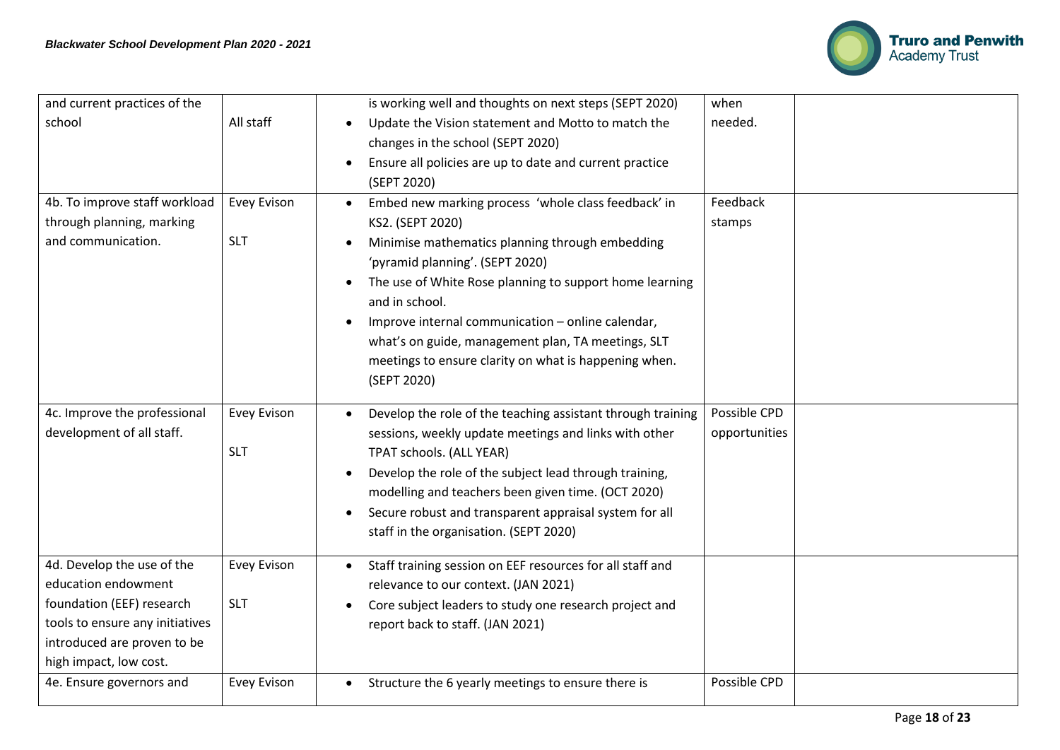| | | | | |
|---|---|---|---|---|
| and current practices of the school | All staff | is working well and thoughts on next steps (SEPT 2020)<br>• Update the Vision statement and Motto to match the changes in the school (SEPT 2020)<br>• Ensure all policies are up to date and current practice (SEPT 2020) | when needed. | |
| 4b. To improve staff workload through planning, marking and communication. | Evey Evison<br><br>SLT | • Embed new marking process 'whole class feedback' in KS2. (SEPT 2020)<br>• Minimise mathematics planning through embedding 'pyramid planning'. (SEPT 2020)<br>• The use of White Rose planning to support home learning and in school.<br>• Improve internal communication – online calendar, what's on guide, management plan, TA meetings, SLT meetings to ensure clarity on what is happening when. (SEPT 2020) | Feedback stamps | |
| 4c. Improve the professional development of all staff. | Evey Evison<br><br>SLT | • Develop the role of the teaching assistant through training sessions, weekly update meetings and links with other TPAT schools. (ALL YEAR)<br>• Develop the role of the subject lead through training, modelling and teachers been given time. (OCT 2020)<br>• Secure robust and transparent appraisal system for all staff in the organisation. (SEPT 2020) | Possible CPD opportunities | |
| 4d. Develop the use of the education endowment foundation (EEF) research tools to ensure any initiatives introduced are proven to be high impact, low cost. | Evey Evison<br><br>SLT | • Staff training session on EEF resources for all staff and relevance to our context. (JAN 2021)<br>• Core subject leaders to study one research project and report back to staff. (JAN 2021) | | |
| 4e. Ensure governors and | Evey Evison | • Structure the 6 yearly meetings to ensure there is | Possible CPD | |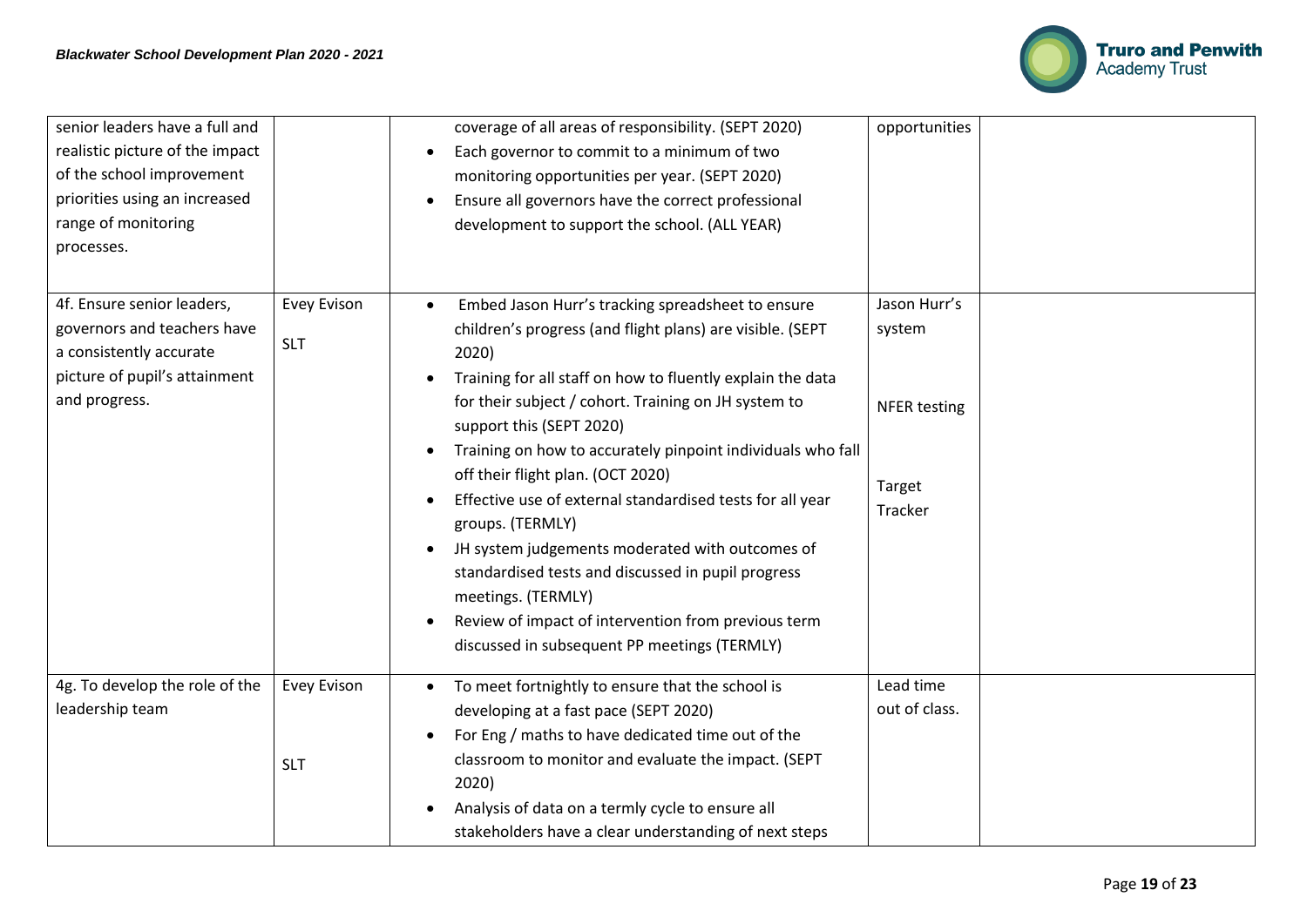| | | | | |
|---|---|---|---|---|
| senior leaders have a full and realistic picture of the impact of the school improvement priorities using an increased range of monitoring processes. | | coverage of all areas of responsibility. (SEPT 2020)<br>• Each governor to commit to a minimum of two monitoring opportunities per year. (SEPT 2020)<br>• Ensure all governors have the correct professional development to support the school. (ALL YEAR) | opportunities | |
| 4f. Ensure senior leaders, governors and teachers have a consistently accurate picture of pupil's attainment and progress. | Evey Evison<br><br>SLT | • Embed Jason Hurr's tracking spreadsheet to ensure children's progress (and flight plans) are visible. (SEPT 2020)<br>• Training for all staff on how to fluently explain the data for their subject / cohort. Training on JH system to support this (SEPT 2020)<br>• Training on how to accurately pinpoint individuals who fall off their flight plan. (OCT 2020)<br>• Effective use of external standardised tests for all year groups. (TERMLY)<br>• JH system judgements moderated with outcomes of standardised tests and discussed in pupil progress meetings. (TERMLY)<br>• Review of impact of intervention from previous term discussed in subsequent PP meetings (TERMLY) | Jason Hurr's system<br><br>NFER testing<br><br>Target Tracker | |
| 4g. To develop the role of the leadership team | Evey Evison<br><br>SLT | • To meet fortnightly to ensure that the school is developing at a fast pace (SEPT 2020)<br>• For Eng / maths to have dedicated time out of the classroom to monitor and evaluate the impact. (SEPT 2020)<br>• Analysis of data on a termly cycle to ensure all stakeholders have a clear understanding of next steps | Lead time out of class. | |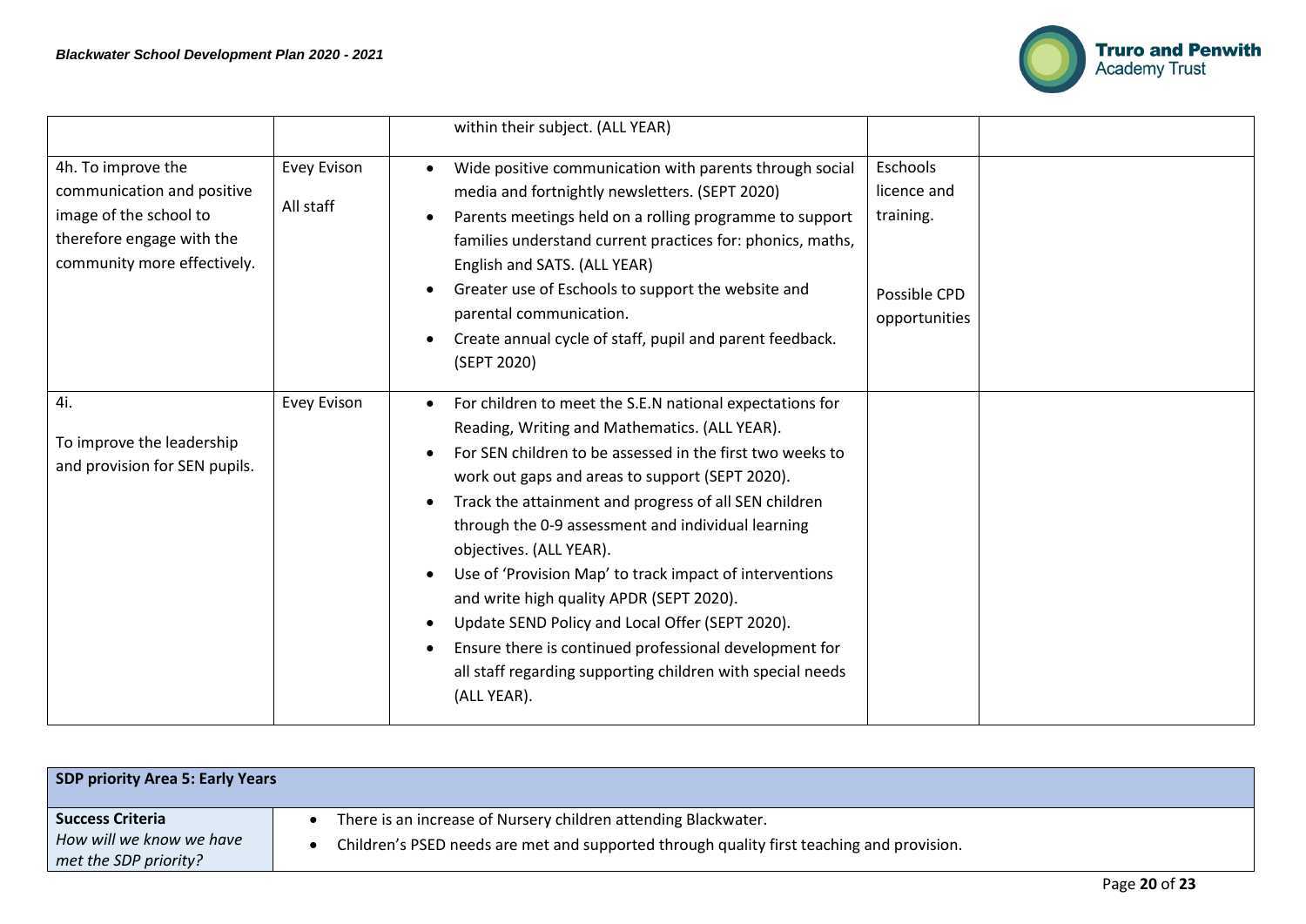| | | | | |
|---|---|---|---|---|
| | | within their subject. (ALL YEAR) | | |
| 4h. To improve the communication and positive image of the school to therefore engage with the community more effectively. | Evey Evison<br>All staff | • Wide positive communication with parents through social media and fortnightly newsletters. (SEPT 2020)<br>• Parents meetings held on a rolling programme to support families understand current practices for: phonics, maths, English and SATS. (ALL YEAR)<br>• Greater use of Eschools to support the website and parental communication.<br>• Create annual cycle of staff, pupil and parent feedback. (SEPT 2020) | Eschools licence and training.<br><br>Possible CPD opportunities | |
| 4i.<br>To improve the leadership and provision for SEN pupils. | Evey Evison | • For children to meet the S.E.N national expectations for Reading, Writing and Mathematics. (ALL YEAR).<br>• For SEN children to be assessed in the first two weeks to work out gaps and areas to support (SEPT 2020).<br>• Track the attainment and progress of all SEN children through the 0-9 assessment and individual learning objectives. (ALL YEAR).<br>• Use of 'Provision Map' to track impact of interventions and write high quality APDR (SEPT 2020).<br>• Update SEND Policy and Local Offer (SEPT 2020).<br>• Ensure there is continued professional development for all staff regarding supporting children with special needs (ALL YEAR). | | |

| **SDP priority Area 5: Early Years** | |
|---|---|
| **Success Criteria**<br>*How will we know we have met the SDP priority?* | • There is an increase of Nursery children attending Blackwater.<br>• Children's PSED needs are met and supported through quality first teaching and provision. |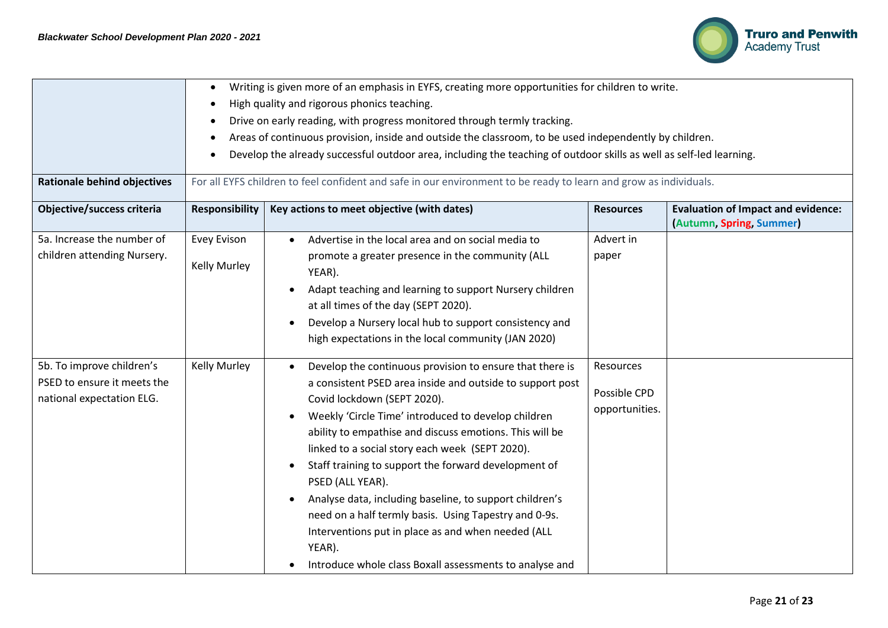| | |
|---|---|
| | • Writing is given more of an emphasis in EYFS, creating more opportunities for children to write.<br>• High quality and rigorous phonics teaching.<br>• Drive on early reading, with progress monitored through termly tracking.<br>• Areas of continuous provision, inside and outside the classroom, to be used independently by children.<br>• Develop the already successful outdoor area, including the teaching of outdoor skills as well as self-led learning. |
| **Rationale behind objectives** | For all EYFS children to feel confident and safe in our environment to be ready to learn and grow as individuals. |

| **Objective/success criteria** | **Responsibility** | **Key actions to meet objective (with dates)** | **Resources** | **Evaluation of Impact and evidence: (Autumn, Spring, Summer)** |
|---|---|---|---|---|
| 5a. Increase the number of children attending Nursery. | Evey Evison<br><br>Kelly Murley | • Advertise in the local area and on social media to promote a greater presence in the community (ALL YEAR).<br>• Adapt teaching and learning to support Nursery children at all times of the day (SEPT 2020).<br>• Develop a Nursery local hub to support consistency and high expectations in the local community (JAN 2020) | Advert in paper | |
| 5b. To improve children's PSED to ensure it meets the national expectation ELG. | Kelly Murley | • Develop the continuous provision to ensure that there is a consistent PSED area inside and outside to support post Covid lockdown (SEPT 2020).<br>• Weekly 'Circle Time' introduced to develop children ability to empathise and discuss emotions. This will be linked to a social story each week (SEPT 2020).<br>• Staff training to support the forward development of PSED (ALL YEAR).<br>• Analyse data, including baseline, to support children's need on a half termly basis. Using Tapestry and 0-9s. Interventions put in place as and when needed (ALL YEAR).<br>• Introduce whole class Boxall assessments to analyse and | Resources<br><br>Possible CPD opportunities. | |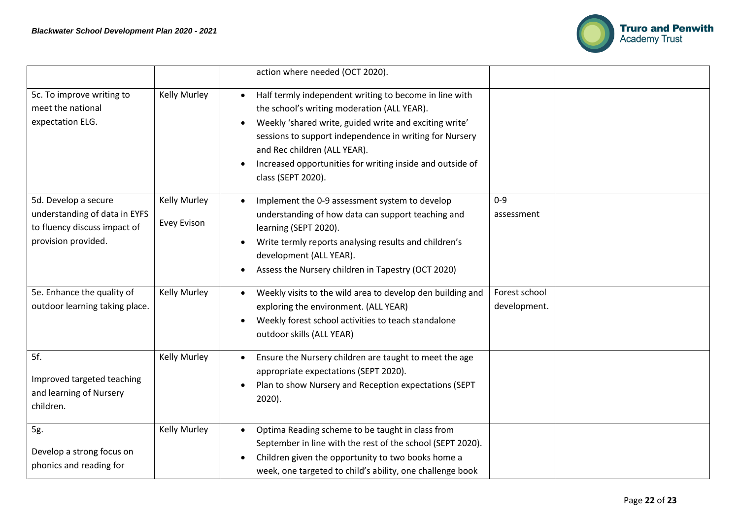| | | | | |
|---|---|---|---|---|
| | | action where needed (OCT 2020). | | |
| 5c. To improve writing to meet the national expectation ELG. | Kelly Murley | • Half termly independent writing to become in line with the school's writing moderation (ALL YEAR).<br>• Weekly 'shared write, guided write and exciting write' sessions to support independence in writing for Nursery and Rec children (ALL YEAR).<br>• Increased opportunities for writing inside and outside of class (SEPT 2020). | | |
| 5d. Develop a secure understanding of data in EYFS to fluency discuss impact of provision provided. | Kelly Murley<br>Evey Evison | • Implement the 0-9 assessment system to develop understanding of how data can support teaching and learning (SEPT 2020).<br>• Write termly reports analysing results and children's development (ALL YEAR).<br>• Assess the Nursery children in Tapestry (OCT 2020) | 0-9 assessment | |
| 5e. Enhance the quality of outdoor learning taking place. | Kelly Murley | • Weekly visits to the wild area to develop den building and exploring the environment. (ALL YEAR)<br>• Weekly forest school activities to teach standalone outdoor skills (ALL YEAR) | Forest school development. | |
| 5f.<br>Improved targeted teaching and learning of Nursery children. | Kelly Murley | • Ensure the Nursery children are taught to meet the age appropriate expectations (SEPT 2020).<br>• Plan to show Nursery and Reception expectations (SEPT 2020). | | |
| 5g.<br>Develop a strong focus on phonics and reading for | Kelly Murley | • Optima Reading scheme to be taught in class from September in line with the rest of the school (SEPT 2020).<br>• Children given the opportunity to two books home a week, one targeted to child's ability, one challenge book | | |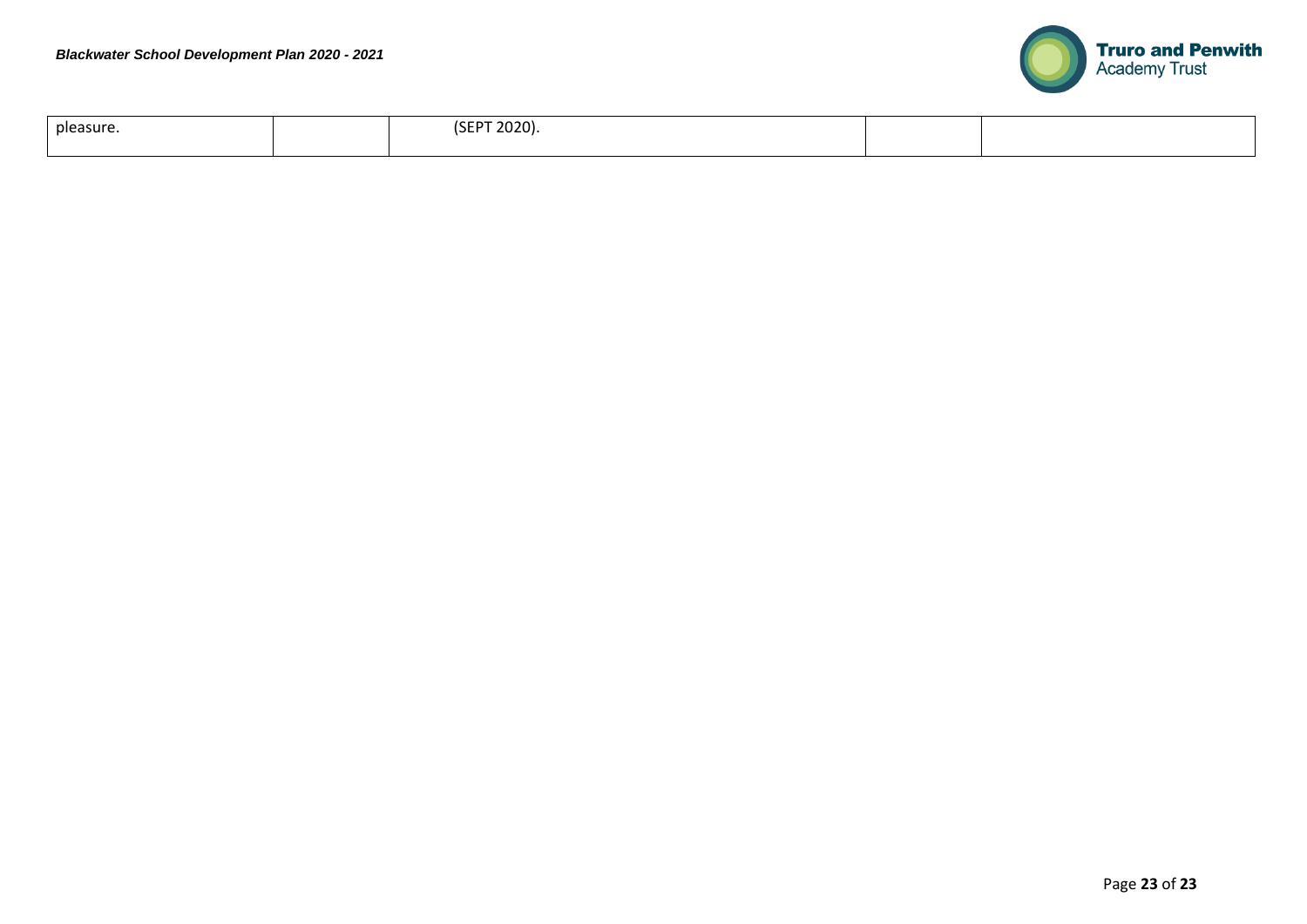| | | | | |
|---|---|---|---|---|
| pleasure. | | (SEPT 2020). | | |